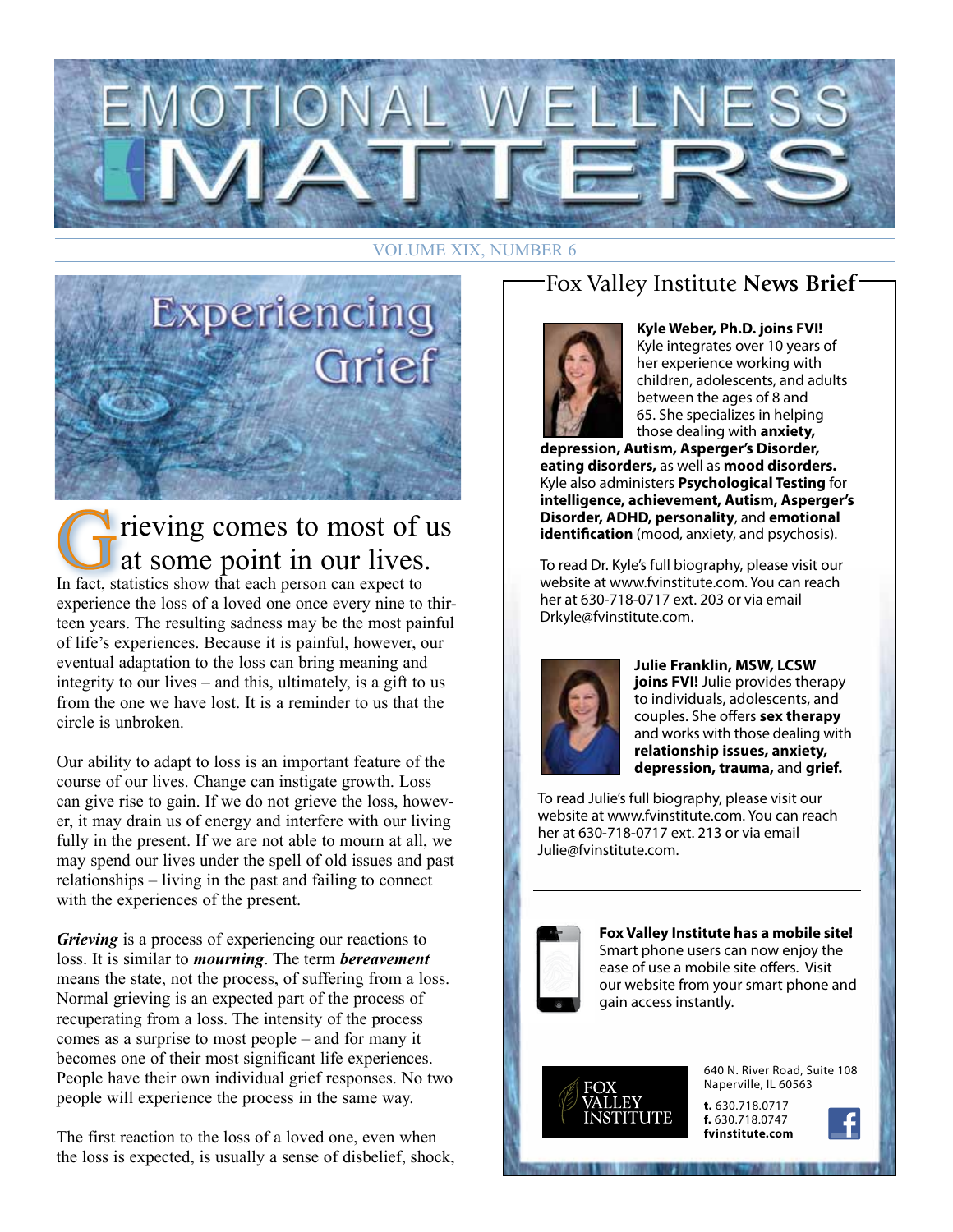# EMOTIONAL WELLNESS MATTERS

VOLUME XIX, NUMBER 6

## Experiencing Grief

Grieving comes to most of us at some point in our lives. In fact, statistics show that each person can expect to experience the loss of a loved one once every nine to thirteen years. The resulting sadness may be the most painful of life's experiences. Because it is painful, however, our eventual adaptation to the loss can bring meaning and integrity to our lives – and this, ultimately, is a gift to us from the one we have lost. It is a reminder to us that the circle is unbroken.

Our ability to adapt to loss is an important feature of the course of our lives. Change can instigate growth. Loss can give rise to gain. If we do not grieve the loss, however, it may drain us of energy and interfere with our living fully in the present. If we are not able to mourn at all, we may spend our lives under the spell of old issues and past relationships – living in the past and failing to connect with the experiences of the present.

***Grieving*** is a process of experiencing our reactions to loss. It is similar to ***mourning***. The term ***bereavement*** means the state, not the process, of suffering from a loss. Normal grieving is an expected part of the process of recuperating from a loss. The intensity of the process comes as a surprise to most people – and for many it becomes one of their most significant life experiences. People have their own individual grief responses. No two people will experience the process in the same way.

The first reaction to the loss of a loved one, even when the loss is expected, is usually a sense of disbelief, shock,

## Fox Valley Institute **News Brief**

**Kyle Weber, Ph.D. joins FVI!** Kyle integrates over 10 years of her experience working with children, adolescents, and adults between the ages of 8 and 65. She specializes in helping those dealing with **anxiety, depression, Autism, Asperger's Disorder, eating disorders,** as well as **mood disorders.** Kyle also administers **Psychological Testing** for **intelligence, achievement, Autism, Asperger's Disorder, ADHD, personality**, and **emotional identification** (mood, anxiety, and psychosis).

To read Dr. Kyle's full biography, please visit our website at www.fvinstitute.com. You can reach her at 630-718-0717 ext. 203 or via email Drkyle@fvinstitute.com.

**Julie Franklin, MSW, LCSW joins FVI!** Julie provides therapy to individuals, adolescents, and couples. She offers **sex therapy** and works with those dealing with **relationship issues, anxiety, depression, trauma,** and **grief.**

To read Julie's full biography, please visit our website at www.fvinstitute.com. You can reach her at 630-718-0717 ext. 213 or via email Julie@fvinstitute.com.

**Fox Valley Institute has a mobile site!** Smart phone users can now enjoy the ease of use a mobile site offers. Visit our website from your smart phone and gain access instantly.

FOX VALLEY INSTITUTE

640 N. River Road, Suite 108
Naperville, IL 60563

**t.** 630.718.0717
**f.** 630.718.0747
**fvinstitute.com**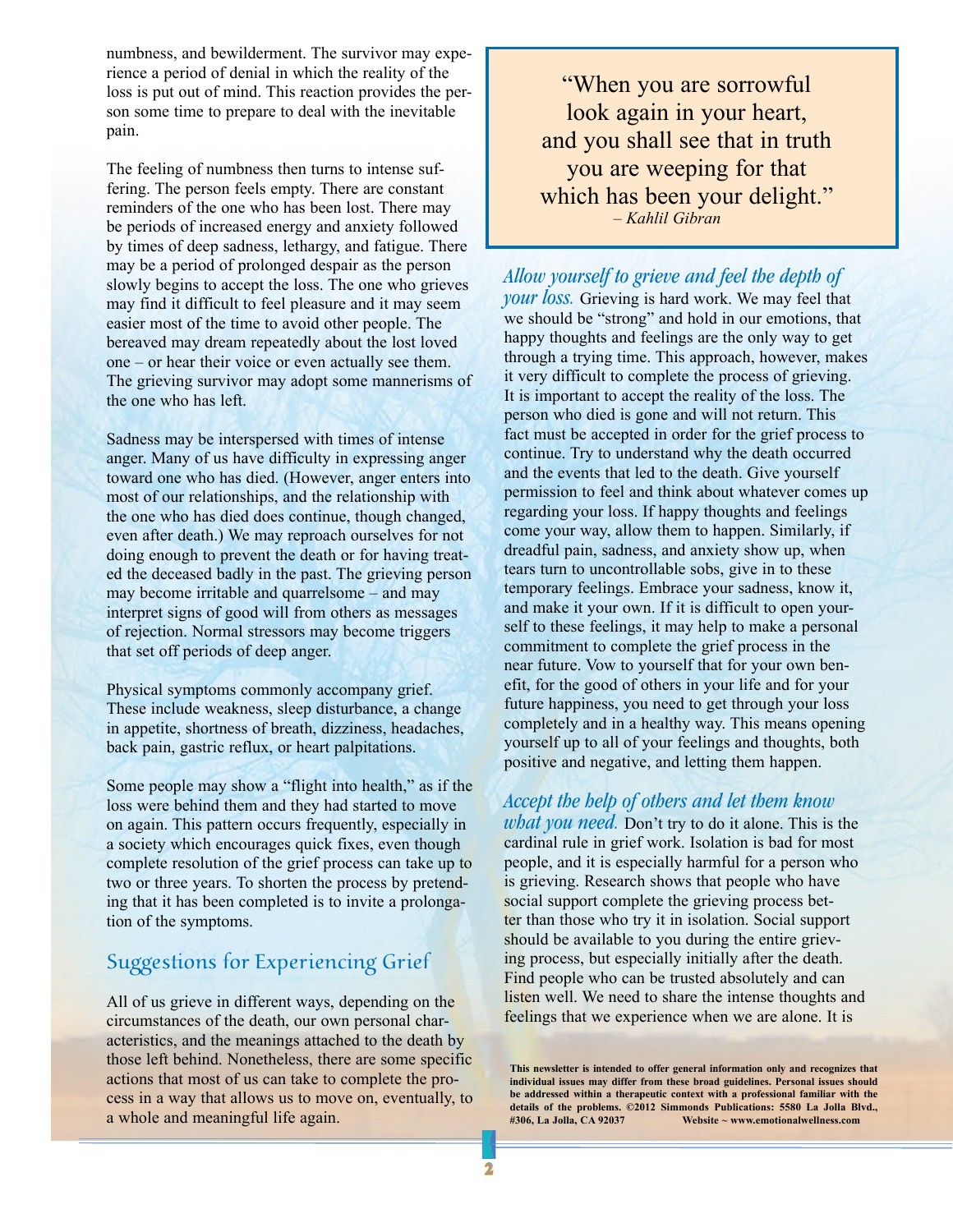numbness, and bewilderment. The survivor may experience a period of denial in which the reality of the loss is put out of mind. This reaction provides the person some time to prepare to deal with the inevitable pain.

The feeling of numbness then turns to intense suffering. The person feels empty. There are constant reminders of the one who has been lost. There may be periods of increased energy and anxiety followed by times of deep sadness, lethargy, and fatigue. There may be a period of prolonged despair as the person slowly begins to accept the loss. The one who grieves may find it difficult to feel pleasure and it may seem easier most of the time to avoid other people. The bereaved may dream repeatedly about the lost loved one – or hear their voice or even actually see them. The grieving survivor may adopt some mannerisms of the one who has left.

Sadness may be interspersed with times of intense anger. Many of us have difficulty in expressing anger toward one who has died. (However, anger enters into most of our relationships, and the relationship with the one who has died does continue, though changed, even after death.) We may reproach ourselves for not doing enough to prevent the death or for having treated the deceased badly in the past. The grieving person may become irritable and quarrelsome – and may interpret signs of good will from others as messages of rejection. Normal stressors may become triggers that set off periods of deep anger.

Physical symptoms commonly accompany grief. These include weakness, sleep disturbance, a change in appetite, shortness of breath, dizziness, headaches, back pain, gastric reflux, or heart palpitations.

Some people may show a "flight into health," as if the loss were behind them and they had started to move on again. This pattern occurs frequently, especially in a society which encourages quick fixes, even though complete resolution of the grief process can take up to two or three years. To shorten the process by pretending that it has been completed is to invite a prolongation of the symptoms.

## Suggestions for Experiencing Grief

All of us grieve in different ways, depending on the circumstances of the death, our own personal characteristics, and the meanings attached to the death by those left behind. Nonetheless, there are some specific actions that most of us can take to complete the process in a way that allows us to move on, eventually, to a whole and meaningful life again.

> "When you are sorrowful look again in your heart, and you shall see that in truth you are weeping for that which has been your delight."
> – *Kahlil Gibran*

*Allow yourself to grieve and feel the depth of your loss.* Grieving is hard work. We may feel that we should be "strong" and hold in our emotions, that happy thoughts and feelings are the only way to get through a trying time. This approach, however, makes it very difficult to complete the process of grieving. It is important to accept the reality of the loss. The person who died is gone and will not return. This fact must be accepted in order for the grief process to continue. Try to understand why the death occurred and the events that led to the death. Give yourself permission to feel and think about whatever comes up regarding your loss. If happy thoughts and feelings come your way, allow them to happen. Similarly, if dreadful pain, sadness, and anxiety show up, when tears turn to uncontrollable sobs, give in to these temporary feelings. Embrace your sadness, know it, and make it your own. If it is difficult to open yourself to these feelings, it may help to make a personal commitment to complete the grief process in the near future. Vow to yourself that for your own benefit, for the good of others in your life and for your future happiness, you need to get through your loss completely and in a healthy way. This means opening yourself up to all of your feelings and thoughts, both positive and negative, and letting them happen.

*Accept the help of others and let them know what you need.* Don't try to do it alone. This is the cardinal rule in grief work. Isolation is bad for most people, and it is especially harmful for a person who is grieving. Research shows that people who have social support complete the grieving process better than those who try it in isolation. Social support should be available to you during the entire grieving process, but especially initially after the death. Find people who can be trusted absolutely and can listen well. We need to share the intense thoughts and feelings that we experience when we are alone. It is

**This newsletter is intended to offer general information only and recognizes that individual issues may differ from these broad guidelines. Personal issues should be addressed within a therapeutic context with a professional familiar with the details of the problems. ©2012 Simmonds Publications: 5580 La Jolla Blvd., #306, La Jolla, CA 92037 Website ~ www.emotionalwellness.com**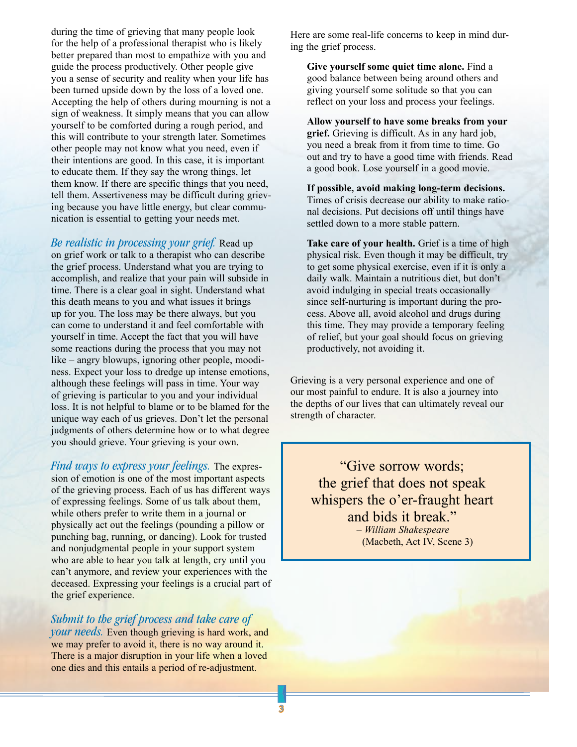during the time of grieving that many people look for the help of a professional therapist who is likely better prepared than most to empathize with you and guide the process productively. Other people give you a sense of security and reality when your life has been turned upside down by the loss of a loved one. Accepting the help of others during mourning is not a sign of weakness. It simply means that you can allow yourself to be comforted during a rough period, and this will contribute to your strength later. Sometimes other people may not know what you need, even if their intentions are good. In this case, it is important to educate them. If they say the wrong things, let them know. If there are specific things that you need, tell them. Assertiveness may be difficult during grieving because you have little energy, but clear communication is essential to getting your needs met.

*Be realistic in processing your grief.* Read up on grief work or talk to a therapist who can describe the grief process. Understand what you are trying to accomplish, and realize that your pain will subside in time. There is a clear goal in sight. Understand what this death means to you and what issues it brings up for you. The loss may be there always, but you can come to understand it and feel comfortable with yourself in time. Accept the fact that you will have some reactions during the process that you may not like – angry blowups, ignoring other people, moodiness. Expect your loss to dredge up intense emotions, although these feelings will pass in time. Your way of grieving is particular to you and your individual loss. It is not helpful to blame or to be blamed for the unique way each of us grieves. Don't let the personal judgments of others determine how or to what degree you should grieve. Your grieving is your own.

*Find ways to express your feelings.* The expression of emotion is one of the most important aspects of the grieving process. Each of us has different ways of expressing feelings. Some of us talk about them, while others prefer to write them in a journal or physically act out the feelings (pounding a pillow or punching bag, running, or dancing). Look for trusted and nonjudgmental people in your support system who are able to hear you talk at length, cry until you can't anymore, and review your experiences with the deceased. Expressing your feelings is a crucial part of the grief experience.

*Submit to the grief process and take care of your needs.* Even though grieving is hard work, and we may prefer to avoid it, there is no way around it. There is a major disruption in your life when a loved one dies and this entails a period of re-adjustment.

Here are some real-life concerns to keep in mind during the grief process.

**Give yourself some quiet time alone.** Find a good balance between being around others and giving yourself some solitude so that you can reflect on your loss and process your feelings.

**Allow yourself to have some breaks from your grief.** Grieving is difficult. As in any hard job, you need a break from it from time to time. Go out and try to have a good time with friends. Read a good book. Lose yourself in a good movie.

**If possible, avoid making long-term decisions.** Times of crisis decrease our ability to make rational decisions. Put decisions off until things have settled down to a more stable pattern.

**Take care of your health.** Grief is a time of high physical risk. Even though it may be difficult, try to get some physical exercise, even if it is only a daily walk. Maintain a nutritious diet, but don't avoid indulging in special treats occasionally since self-nurturing is important during the process. Above all, avoid alcohol and drugs during this time. They may provide a temporary feeling of relief, but your goal should focus on grieving productively, not avoiding it.

Grieving is a very personal experience and one of our most painful to endure. It is also a journey into the depths of our lives that can ultimately reveal our strength of character.

> "Give sorrow words;
> the grief that does not speak
> whispers the o'er-fraught heart
> and bids it break."
>
> – *William Shakespeare*
> (Macbeth, Act IV, Scene 3)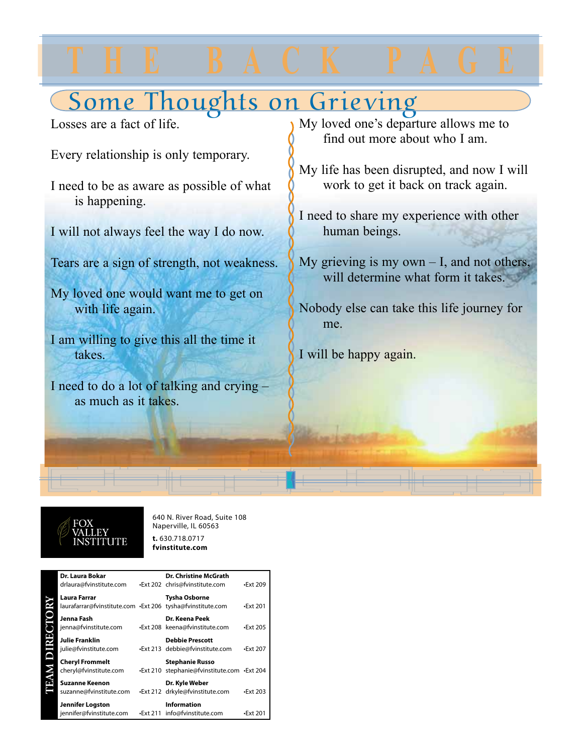# THE BACK PAGE

## Some Thoughts on Grieving

Losses are a fact of life.

Every relationship is only temporary.

I need to be as aware as possible of what is happening.

I will not always feel the way I do now.

Tears are a sign of strength, not weakness.

My loved one would want me to get on with life again.

I am willing to give this all the time it takes.

I need to do a lot of talking and crying – as much as it takes.

My loved one's departure allows me to find out more about who I am.

My life has been disrupted, and now I will work to get it back on track again.

I need to share my experience with other human beings.

My grieving is my own – I, and not others, will determine what form it takes.

Nobody else can take this life journey for me.

I will be happy again.

FOX VALLEY INSTITUTE

640 N. River Road, Suite 108
Naperville, IL 60563

**t.** 630.718.0717
**fvinstitute.com**

### TEAM DIRECTORY

| | | | |
|---|---|---|---|
| **Dr. Laura Bokar** drlaura@fvinstitute.com | •Ext 202 | **Dr. Christine McGrath** chris@fvinstitute.com | •Ext 209 |
| **Laura Farrar** laurafarrar@fvinstitute.com | •Ext 206 | **Tysha Osborne** tysha@fvinstitute.com | •Ext 201 |
| **Jenna Fash** jenna@fvinstitute.com | •Ext 208 | **Dr. Keena Peek** keena@fvinstitute.com | •Ext 205 |
| **Julie Franklin** julie@fvinstitute.com | •Ext 213 | **Debbie Prescott** debbie@fvinstitute.com | •Ext 207 |
| **Cheryl Frommelt** cheryl@fvinstitute.com | •Ext 210 | **Stephanie Russo** stephanie@fvinstitute.com | •Ext 204 |
| **Suzanne Keenon** suzanne@fvinstitute.com | •Ext 212 | **Dr. Kyle Weber** drkyle@fvinstitute.com | •Ext 203 |
| **Jennifer Logston** jennifer@fvinstitute.com | •Ext 211 | **Information** info@fvinstitute.com | •Ext 201 |